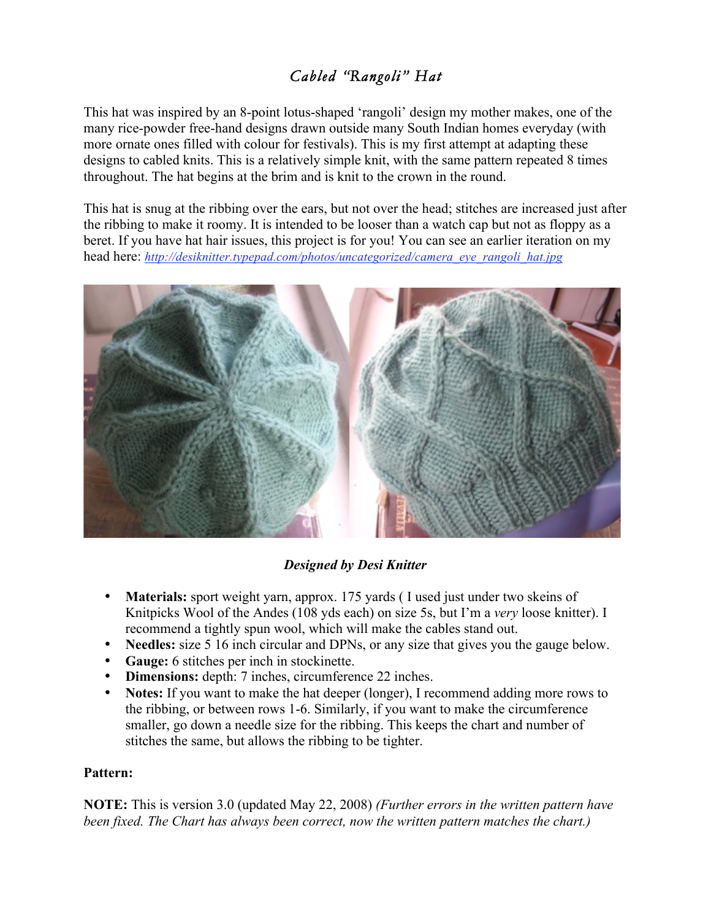# *Cabled "Rangoli" Hat*

This hat was inspired by an 8-point lotus-shaped 'rangoli' design my mother makes, one of the many rice-powder free-hand designs drawn outside many South Indian homes everyday (with more ornate ones filled with colour for festivals). This is my first attempt at adapting these designs to cabled knits. This is a relatively simple knit, with the same pattern repeated 8 times throughout. The hat begins at the brim and is knit to the crown in the round.

This hat is snug at the ribbing over the ears, but not over the head; stitches are increased just after the ribbing to make it roomy. It is intended to be looser than a watch cap but not as floppy as a beret. If you have hat hair issues, this project is for you! You can see an earlier iteration on my head here: *http://desiknitter.typepad.com/photos/uncategorized/camera_eye_rangoli_hat.jpg*

***Designed by Desi Knitter***

- **Materials:** sport weight yarn, approx. 175 yards ( I used just under two skeins of Knitpicks Wool of the Andes (108 yds each) on size 5s, but I'm a *very* loose knitter). I recommend a tightly spun wool, which will make the cables stand out.
- **Needles:** size 5 16 inch circular and DPNs, or any size that gives you the gauge below.
- **Gauge:** 6 stitches per inch in stockinette.
- **Dimensions:** depth: 7 inches, circumference 22 inches.
- **Notes:** If you want to make the hat deeper (longer), I recommend adding more rows to the ribbing, or between rows 1-6. Similarly, if you want to make the circumference smaller, go down a needle size for the ribbing. This keeps the chart and number of stitches the same, but allows the ribbing to be tighter.

**Pattern:**

**NOTE:** This is version 3.0 (updated May 22, 2008) *(Further errors in the written pattern have been fixed. The Chart has always been correct, now the written pattern matches the chart.)*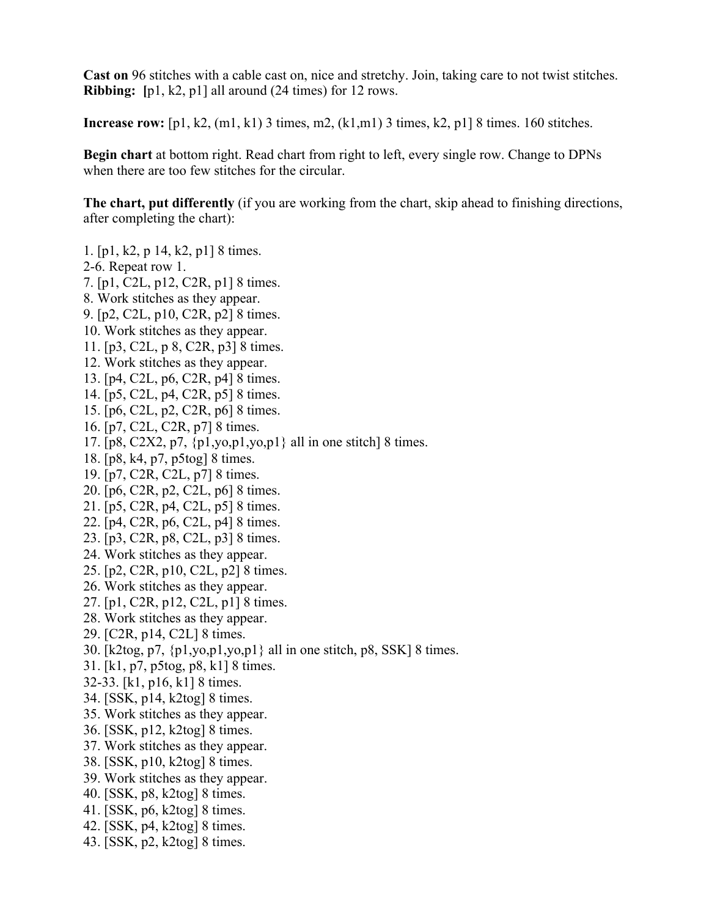**Cast on** 96 stitches with a cable cast on, nice and stretchy. Join, taking care to not twist stitches.
**Ribbing:** **[**p1, k2, p1] all around (24 times) for 12 rows.

**Increase row:** [p1, k2, (m1, k1) 3 times, m2, (k1,m1) 3 times, k2, p1] 8 times. 160 stitches.

**Begin chart** at bottom right. Read chart from right to left, every single row. Change to DPNs when there are too few stitches for the circular.

**The chart, put differently** (if you are working from the chart, skip ahead to finishing directions, after completing the chart):

1. [p1, k2, p 14, k2, p1] 8 times.
2-6. Repeat row 1.
7. [p1, C2L, p12, C2R, p1] 8 times.
8. Work stitches as they appear.
9. [p2, C2L, p10, C2R, p2] 8 times.
10. Work stitches as they appear.
11. [p3, C2L, p 8, C2R, p3] 8 times.
12. Work stitches as they appear.
13. [p4, C2L, p6, C2R, p4] 8 times.
14. [p5, C2L, p4, C2R, p5] 8 times.
15. [p6, C2L, p2, C2R, p6] 8 times.
16. [p7, C2L, C2R, p7] 8 times.
17. [p8, C2X2, p7, {p1,yo,p1,yo,p1} all in one stitch] 8 times.
18. [p8, k4, p7, p5tog] 8 times.
19. [p7, C2R, C2L, p7] 8 times.
20. [p6, C2R, p2, C2L, p6] 8 times.
21. [p5, C2R, p4, C2L, p5] 8 times.
22. [p4, C2R, p6, C2L, p4] 8 times.
23. [p3, C2R, p8, C2L, p3] 8 times.
24. Work stitches as they appear.
25. [p2, C2R, p10, C2L, p2] 8 times.
26. Work stitches as they appear.
27. [p1, C2R, p12, C2L, p1] 8 times.
28. Work stitches as they appear.
29. [C2R, p14, C2L] 8 times.
30. [k2tog, p7, {p1,yo,p1,yo,p1} all in one stitch, p8, SSK] 8 times.
31. [k1, p7, p5tog, p8, k1] 8 times.
32-33. [k1, p16, k1] 8 times.
34. [SSK, p14, k2tog] 8 times.
35. Work stitches as they appear.
36. [SSK, p12, k2tog] 8 times.
37. Work stitches as they appear.
38. [SSK, p10, k2tog] 8 times.
39. Work stitches as they appear.
40. [SSK, p8, k2tog] 8 times.
41. [SSK, p6, k2tog] 8 times.
42. [SSK, p4, k2tog] 8 times.
43. [SSK, p2, k2tog] 8 times.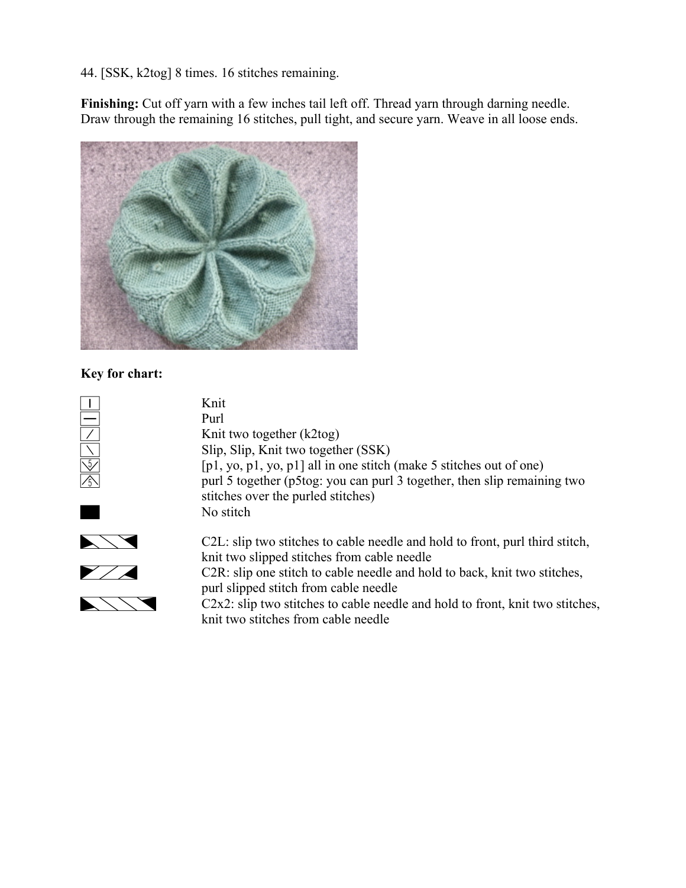44. [SSK, k2tog] 8 times. 16 stitches remaining.

**Finishing:** Cut off yarn with a few inches tail left off. Thread yarn through darning needle. Draw through the remaining 16 stitches, pull tight, and secure yarn. Weave in all loose ends.

**Key for chart:**

| Symbol | Meaning |
| --- | --- |
| I | Knit |
| — | Purl |
| / | Knit two together (k2tog) |
| \ | Slip, Slip, Knit two together (SSK) |
| 5 | [p1, yo, p1, yo, p1] all in one stitch (make 5 stitches out of one) |
| 5 | purl 5 together (p5tog: you can purl 3 together, then slip remaining two stitches over the purled stitches) |
| ■ | No stitch |
| | C2L: slip two stitches to cable needle and hold to front, purl third stitch, knit two slipped stitches from cable needle |
| | C2R: slip one stitch to cable needle and hold to back, knit two stitches, purl slipped stitch from cable needle |
| | C2x2: slip two stitches to cable needle and hold to front, knit two stitches, knit two stitches from cable needle |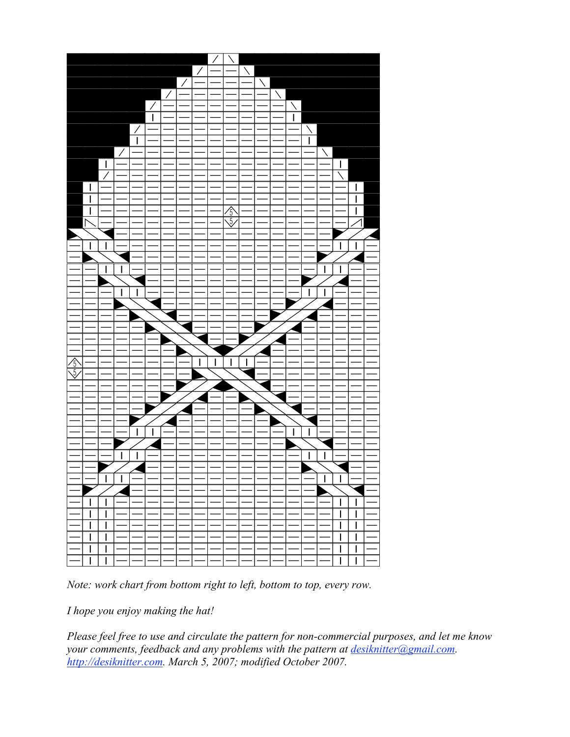*Note: work chart from bottom right to left, bottom to top, every row.*

*I hope you enjoy making the hat!*

*Please feel free to use and circulate the pattern for non-commercial purposes, and let me know your comments, feedback and any problems with the pattern at [desiknitter@gmail.com](mailto:desiknitter@gmail.com). [http://desiknitter.com](http://desiknitter.com). March 5, 2007; modified October 2007.*